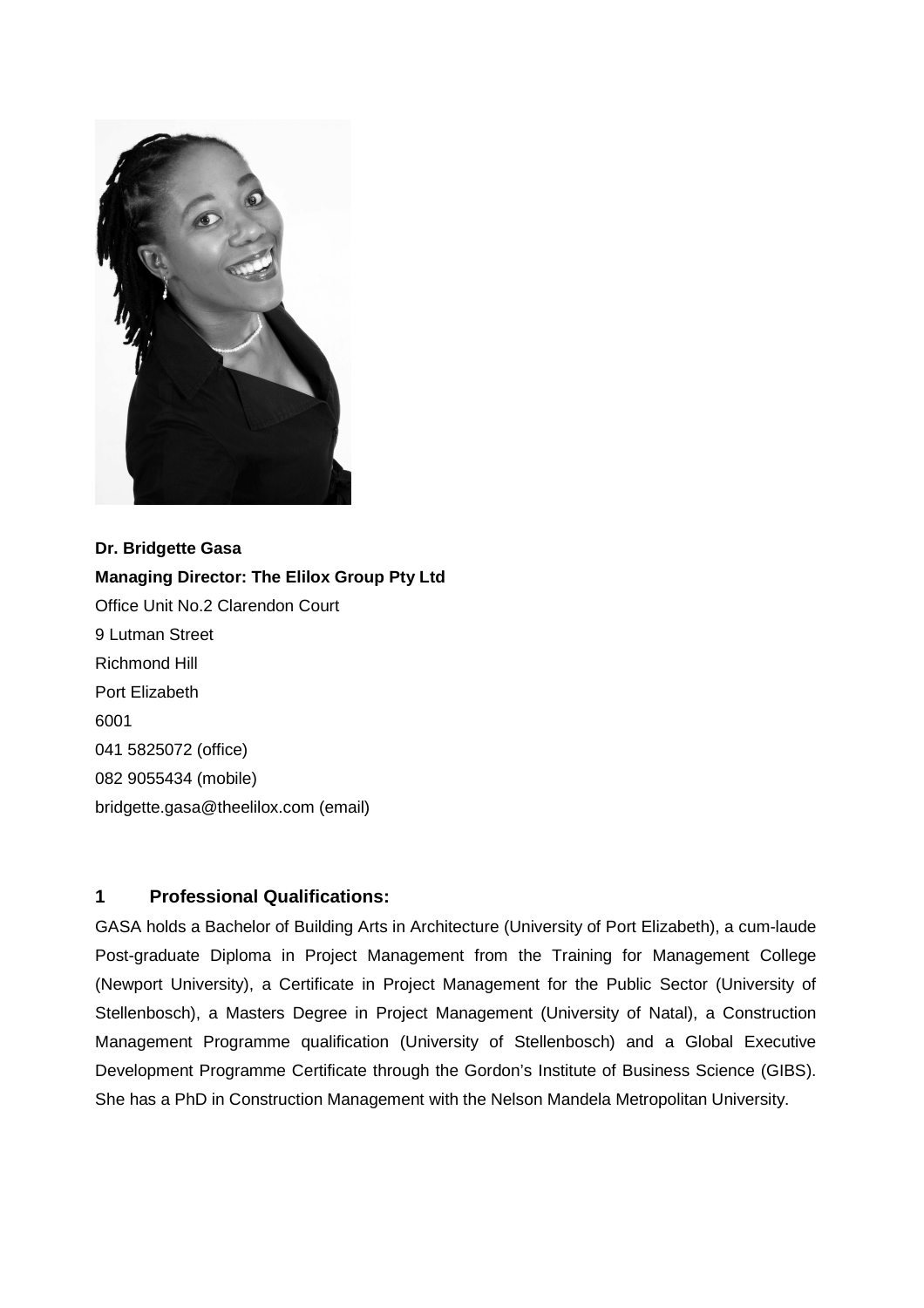**Dr. Bridgette Gasa**
**Managing Director: The Elilox Group Pty Ltd**
Office Unit No.2 Clarendon Court
9 Lutman Street
Richmond Hill
Port Elizabeth
6001
041 5825072 (office)
082 9055434 (mobile)
bridgette.gasa@theelilox.com (email)

## 1 Professional Qualifications:

GASA holds a Bachelor of Building Arts in Architecture (University of Port Elizabeth), a cum-laude Post-graduate Diploma in Project Management from the Training for Management College (Newport University), a Certificate in Project Management for the Public Sector (University of Stellenbosch), a Masters Degree in Project Management (University of Natal), a Construction Management Programme qualification (University of Stellenbosch) and a Global Executive Development Programme Certificate through the Gordon's Institute of Business Science (GIBS). She has a PhD in Construction Management with the Nelson Mandela Metropolitan University.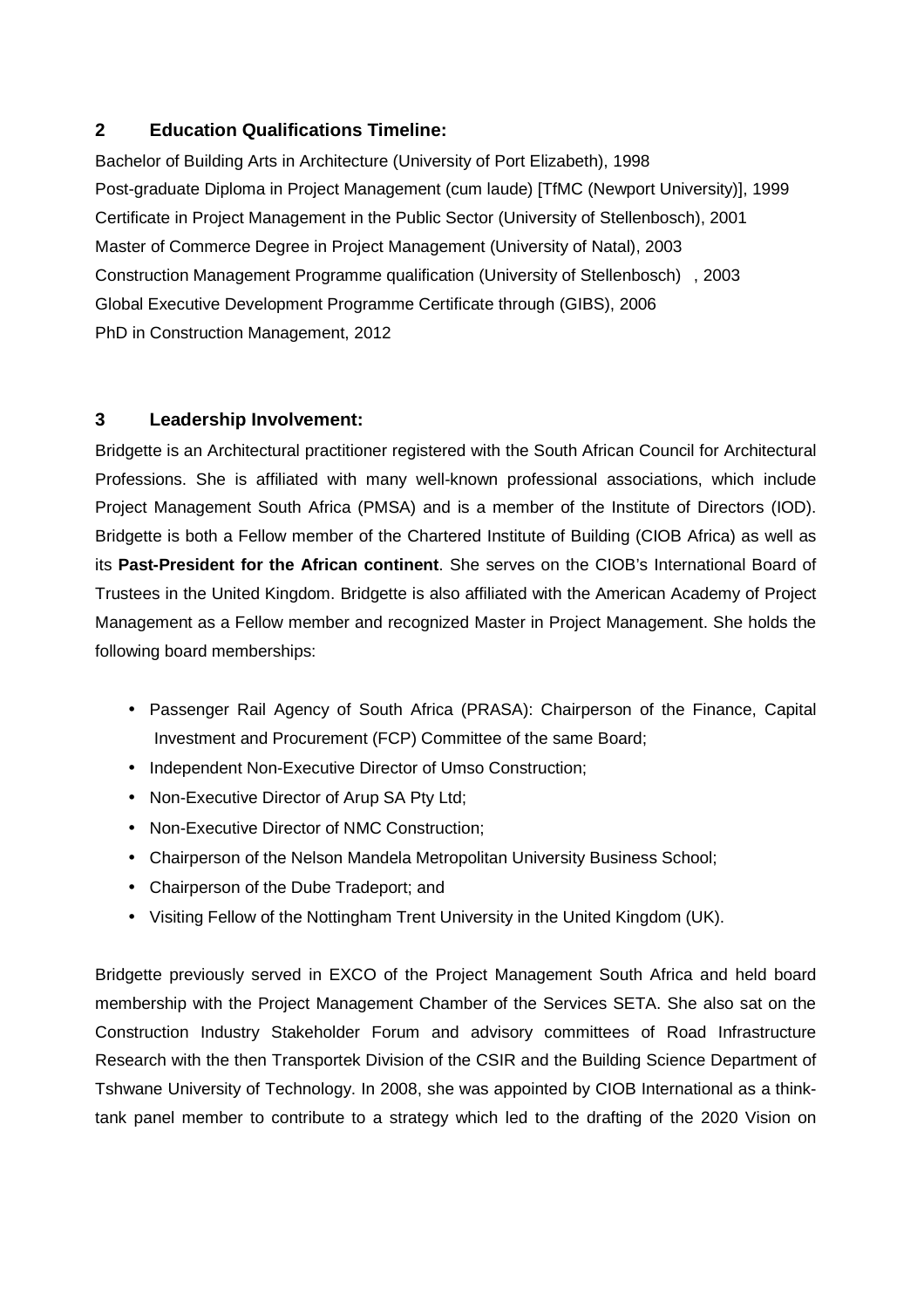## 2 Education Qualifications Timeline:

Bachelor of Building Arts in Architecture (University of Port Elizabeth), 1998
Post-graduate Diploma in Project Management (cum laude) [TfMC (Newport University)], 1999
Certificate in Project Management in the Public Sector (University of Stellenbosch), 2001
Master of Commerce Degree in Project Management (University of Natal), 2003
Construction Management Programme qualification (University of Stellenbosch) , 2003
Global Executive Development Programme Certificate through (GIBS), 2006
PhD in Construction Management, 2012

## 3 Leadership Involvement:

Bridgette is an Architectural practitioner registered with the South African Council for Architectural Professions. She is affiliated with many well-known professional associations, which include Project Management South Africa (PMSA) and is a member of the Institute of Directors (IOD). Bridgette is both a Fellow member of the Chartered Institute of Building (CIOB Africa) as well as its **Past-President for the African continent**. She serves on the CIOB's International Board of Trustees in the United Kingdom. Bridgette is also affiliated with the American Academy of Project Management as a Fellow member and recognized Master in Project Management. She holds the following board memberships:

- Passenger Rail Agency of South Africa (PRASA): Chairperson of the Finance, Capital Investment and Procurement (FCP) Committee of the same Board;
- Independent Non-Executive Director of Umso Construction;
- Non-Executive Director of Arup SA Pty Ltd;
- Non-Executive Director of NMC Construction;
- Chairperson of the Nelson Mandela Metropolitan University Business School;
- Chairperson of the Dube Tradeport; and
- Visiting Fellow of the Nottingham Trent University in the United Kingdom (UK).

Bridgette previously served in EXCO of the Project Management South Africa and held board membership with the Project Management Chamber of the Services SETA. She also sat on the Construction Industry Stakeholder Forum and advisory committees of Road Infrastructure Research with the then Transportek Division of the CSIR and the Building Science Department of Tshwane University of Technology. In 2008, she was appointed by CIOB International as a think-tank panel member to contribute to a strategy which led to the drafting of the 2020 Vision on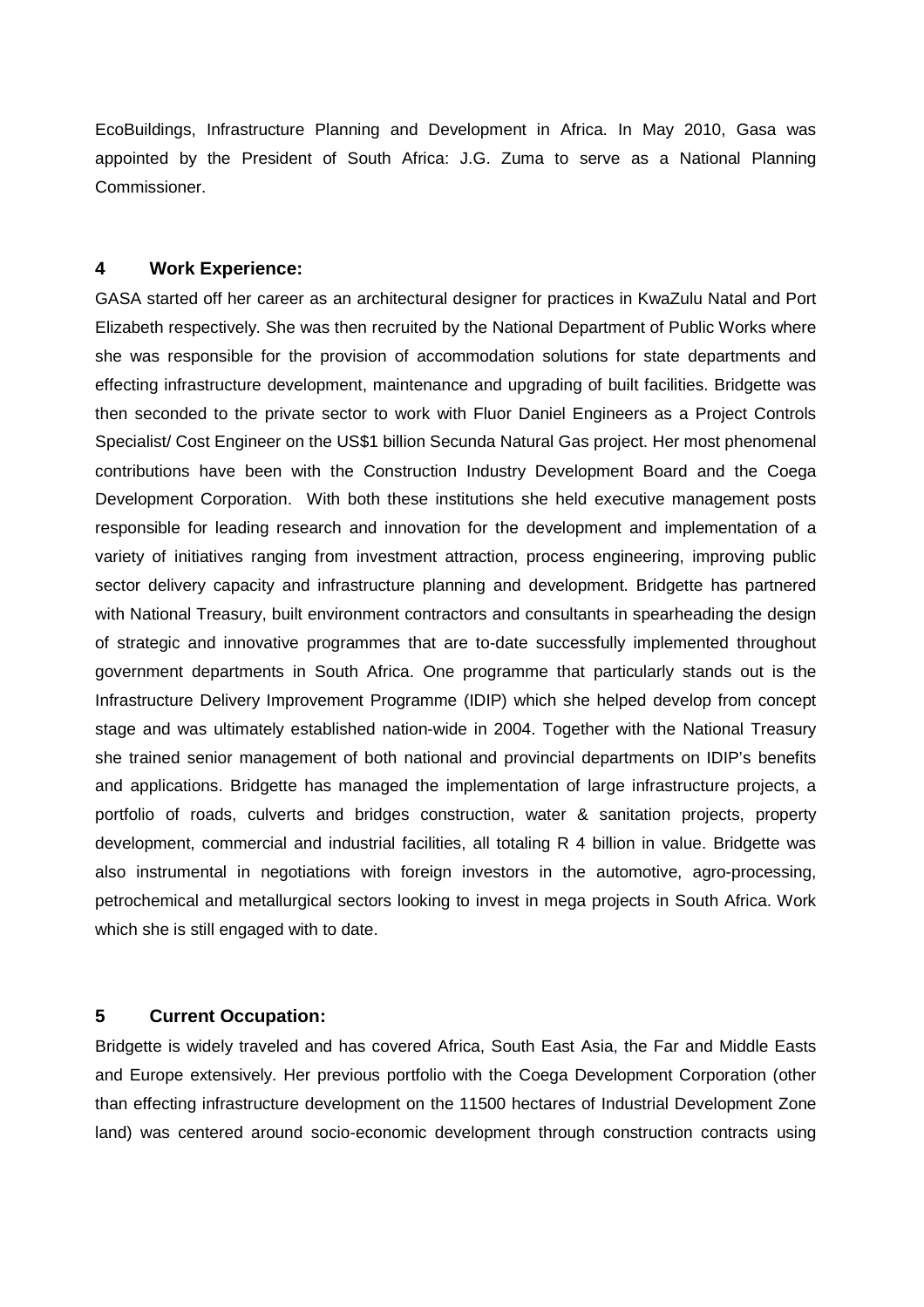EcoBuildings, Infrastructure Planning and Development in Africa. In May 2010, Gasa was appointed by the President of South Africa: J.G. Zuma to serve as a National Planning Commissioner.

## 4 Work Experience:

GASA started off her career as an architectural designer for practices in KwaZulu Natal and Port Elizabeth respectively. She was then recruited by the National Department of Public Works where she was responsible for the provision of accommodation solutions for state departments and effecting infrastructure development, maintenance and upgrading of built facilities. Bridgette was then seconded to the private sector to work with Fluor Daniel Engineers as a Project Controls Specialist/ Cost Engineer on the US$1 billion Secunda Natural Gas project. Her most phenomenal contributions have been with the Construction Industry Development Board and the Coega Development Corporation. With both these institutions she held executive management posts responsible for leading research and innovation for the development and implementation of a variety of initiatives ranging from investment attraction, process engineering, improving public sector delivery capacity and infrastructure planning and development. Bridgette has partnered with National Treasury, built environment contractors and consultants in spearheading the design of strategic and innovative programmes that are to-date successfully implemented throughout government departments in South Africa. One programme that particularly stands out is the Infrastructure Delivery Improvement Programme (IDIP) which she helped develop from concept stage and was ultimately established nation-wide in 2004. Together with the National Treasury she trained senior management of both national and provincial departments on IDIP's benefits and applications. Bridgette has managed the implementation of large infrastructure projects, a portfolio of roads, culverts and bridges construction, water & sanitation projects, property development, commercial and industrial facilities, all totaling R 4 billion in value. Bridgette was also instrumental in negotiations with foreign investors in the automotive, agro-processing, petrochemical and metallurgical sectors looking to invest in mega projects in South Africa. Work which she is still engaged with to date.

## 5 Current Occupation:

Bridgette is widely traveled and has covered Africa, South East Asia, the Far and Middle Easts and Europe extensively. Her previous portfolio with the Coega Development Corporation (other than effecting infrastructure development on the 11500 hectares of Industrial Development Zone land) was centered around socio-economic development through construction contracts using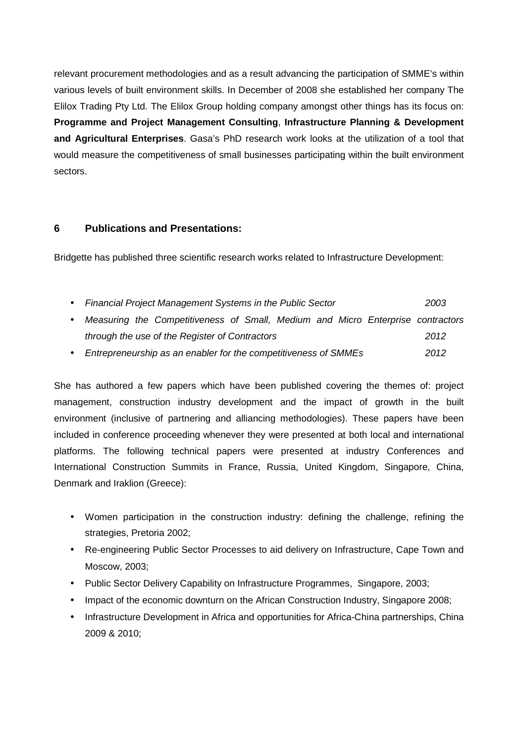relevant procurement methodologies and as a result advancing the participation of SMME's within various levels of built environment skills. In December of 2008 she established her company The Elilox Trading Pty Ltd. The Elilox Group holding company amongst other things has its focus on: **Programme and Project Management Consulting**, **Infrastructure Planning & Development and Agricultural Enterprises**. Gasa's PhD research work looks at the utilization of a tool that would measure the competitiveness of small businesses participating within the built environment sectors.

## 6 Publications and Presentations:

Bridgette has published three scientific research works related to Infrastructure Development:

- *Financial Project Management Systems in the Public Sector* *2003*
- *Measuring the Competitiveness of Small, Medium and Micro Enterprise contractors through the use of the Register of Contractors* *2012*
- *Entrepreneurship as an enabler for the competitiveness of SMMEs* *2012*

She has authored a few papers which have been published covering the themes of: project management, construction industry development and the impact of growth in the built environment (inclusive of partnering and alliancing methodologies). These papers have been included in conference proceeding whenever they were presented at both local and international platforms. The following technical papers were presented at industry Conferences and International Construction Summits in France, Russia, United Kingdom, Singapore, China, Denmark and Iraklion (Greece):

- Women participation in the construction industry: defining the challenge, refining the strategies, Pretoria 2002;
- Re-engineering Public Sector Processes to aid delivery on Infrastructure, Cape Town and Moscow, 2003;
- Public Sector Delivery Capability on Infrastructure Programmes, Singapore, 2003;
- Impact of the economic downturn on the African Construction Industry, Singapore 2008;
- Infrastructure Development in Africa and opportunities for Africa-China partnerships, China 2009 & 2010;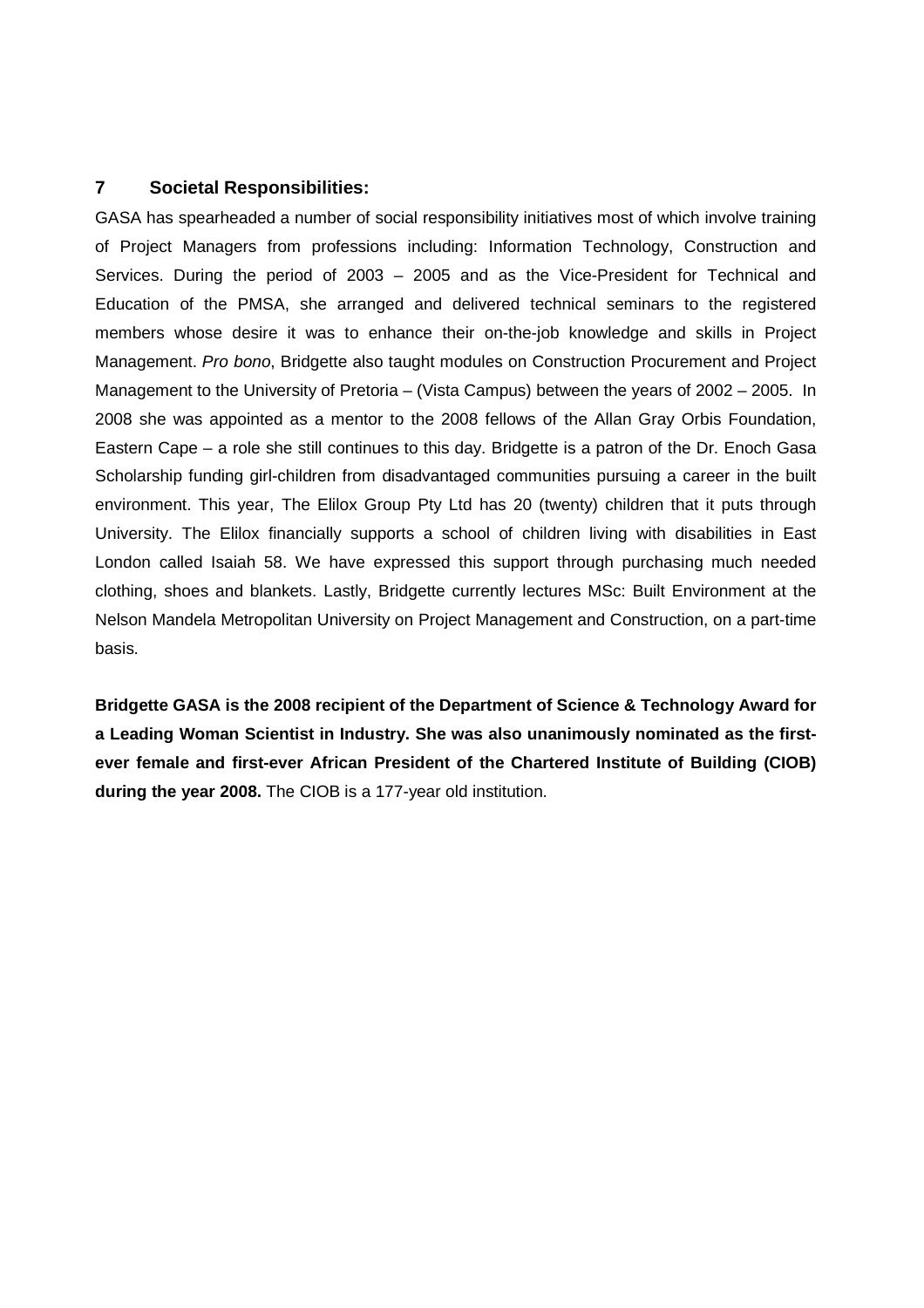## 7 Societal Responsibilities:

GASA has spearheaded a number of social responsibility initiatives most of which involve training of Project Managers from professions including: Information Technology, Construction and Services. During the period of 2003 – 2005 and as the Vice-President for Technical and Education of the PMSA, she arranged and delivered technical seminars to the registered members whose desire it was to enhance their on-the-job knowledge and skills in Project Management. *Pro bono*, Bridgette also taught modules on Construction Procurement and Project Management to the University of Pretoria – (Vista Campus) between the years of 2002 – 2005. In 2008 she was appointed as a mentor to the 2008 fellows of the Allan Gray Orbis Foundation, Eastern Cape – a role she still continues to this day. Bridgette is a patron of the Dr. Enoch Gasa Scholarship funding girl-children from disadvantaged communities pursuing a career in the built environment. This year, The Elilox Group Pty Ltd has 20 (twenty) children that it puts through University. The Elilox financially supports a school of children living with disabilities in East London called Isaiah 58. We have expressed this support through purchasing much needed clothing, shoes and blankets. Lastly, Bridgette currently lectures MSc: Built Environment at the Nelson Mandela Metropolitan University on Project Management and Construction, on a part-time basis.

**Bridgette GASA is the 2008 recipient of the Department of Science & Technology Award for a Leading Woman Scientist in Industry. She was also unanimously nominated as the first-ever female and first-ever African President of the Chartered Institute of Building (CIOB) during the year 2008.** The CIOB is a 177-year old institution.